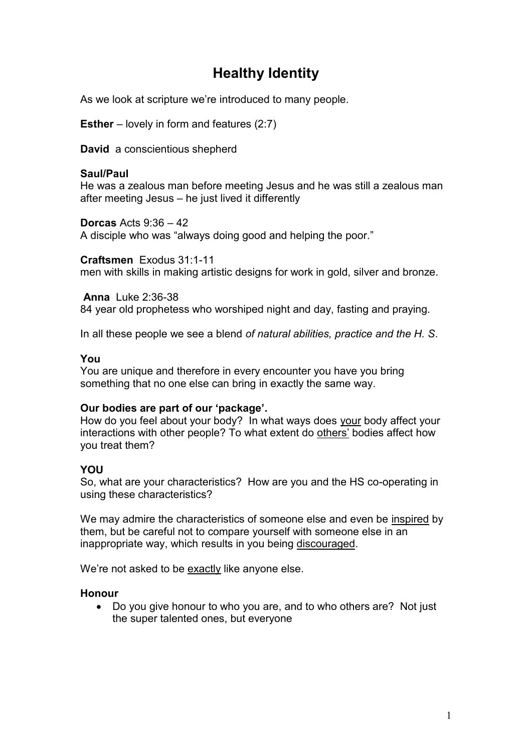# Healthy Identity

As we look at scripture we're introduced to many people.

**Esther** – lovely in form and features (2:7)

**David** a conscientious shepherd

**Saul/Paul**
He was a zealous man before meeting Jesus and he was still a zealous man after meeting Jesus – he just lived it differently

**Dorcas** Acts 9:36 – 42
A disciple who was "always doing good and helping the poor."

**Craftsmen** Exodus 31:1-11
men with skills in making artistic designs for work in gold, silver and bronze.

**Anna** Luke 2:36-38
84 year old prophetess who worshiped night and day, fasting and praying.

In all these people we see a blend *of natural abilities, practice and the H. S*.

**You**
You are unique and therefore in every encounter you have you bring something that no one else can bring in exactly the same way.

**Our bodies are part of our 'package'.**
How do you feel about your body? In what ways does <u>your</u> body affect your interactions with other people? To what extent do <u>others'</u> bodies affect how you treat them?

**YOU**
So, what are your characteristics? How are you and the HS co-operating in using these characteristics?

We may admire the characteristics of someone else and even be <u>inspired</u> by them, but be careful not to compare yourself with someone else in an inappropriate way, which results in you being <u>discouraged</u>.

We're not asked to be <u>exactly</u> like anyone else.

**Honour**

- Do you give honour to who you are, and to who others are? Not just the super talented ones, but everyone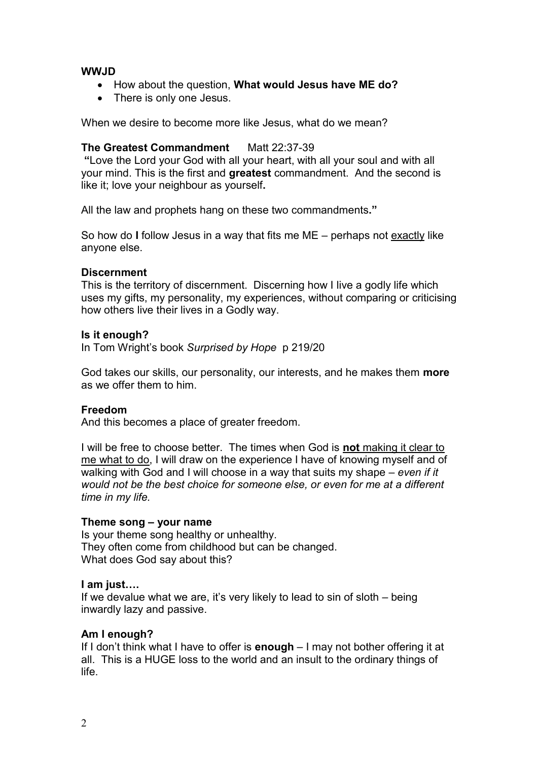**WWJD**

- How about the question, **What would Jesus have ME do?**
- There is only one Jesus.

When we desire to become more like Jesus, what do we mean?

**The Greatest Commandment** Matt 22:37-39

**"**Love the Lord your God with all your heart, with all your soul and with all your mind. This is the first and **greatest** commandment. And the second is like it; love your neighbour as yourself**.**

All the law and prophets hang on these two commandments**."**

So how do **I** follow Jesus in a way that fits me ME – perhaps not <u>exactly</u> like anyone else.

**Discernment**

This is the territory of discernment. Discerning how I live a godly life which uses my gifts, my personality, my experiences, without comparing or criticising how others live their lives in a Godly way.

**Is it enough?**

In Tom Wright's book *Surprised by Hope* p 219/20

God takes our skills, our personality, our interests, and he makes them **more** as we offer them to him.

**Freedom**

And this becomes a place of greater freedom.

I will be free to choose better. The times when God is <u>**not** making it clear to me what to do</u>, I will draw on the experience I have of knowing myself and of walking with God and I will choose in a way that suits my shape – *even if it would not be the best choice for someone else, or even for me at a different time in my life.*

**Theme song – your name**

Is your theme song healthy or unhealthy.
They often come from childhood but can be changed.
What does God say about this?

**I am just….**

If we devalue what we are, it's very likely to lead to sin of sloth – being inwardly lazy and passive.

**Am I enough?**

If I don't think what I have to offer is **enough** – I may not bother offering it at all. This is a HUGE loss to the world and an insult to the ordinary things of life.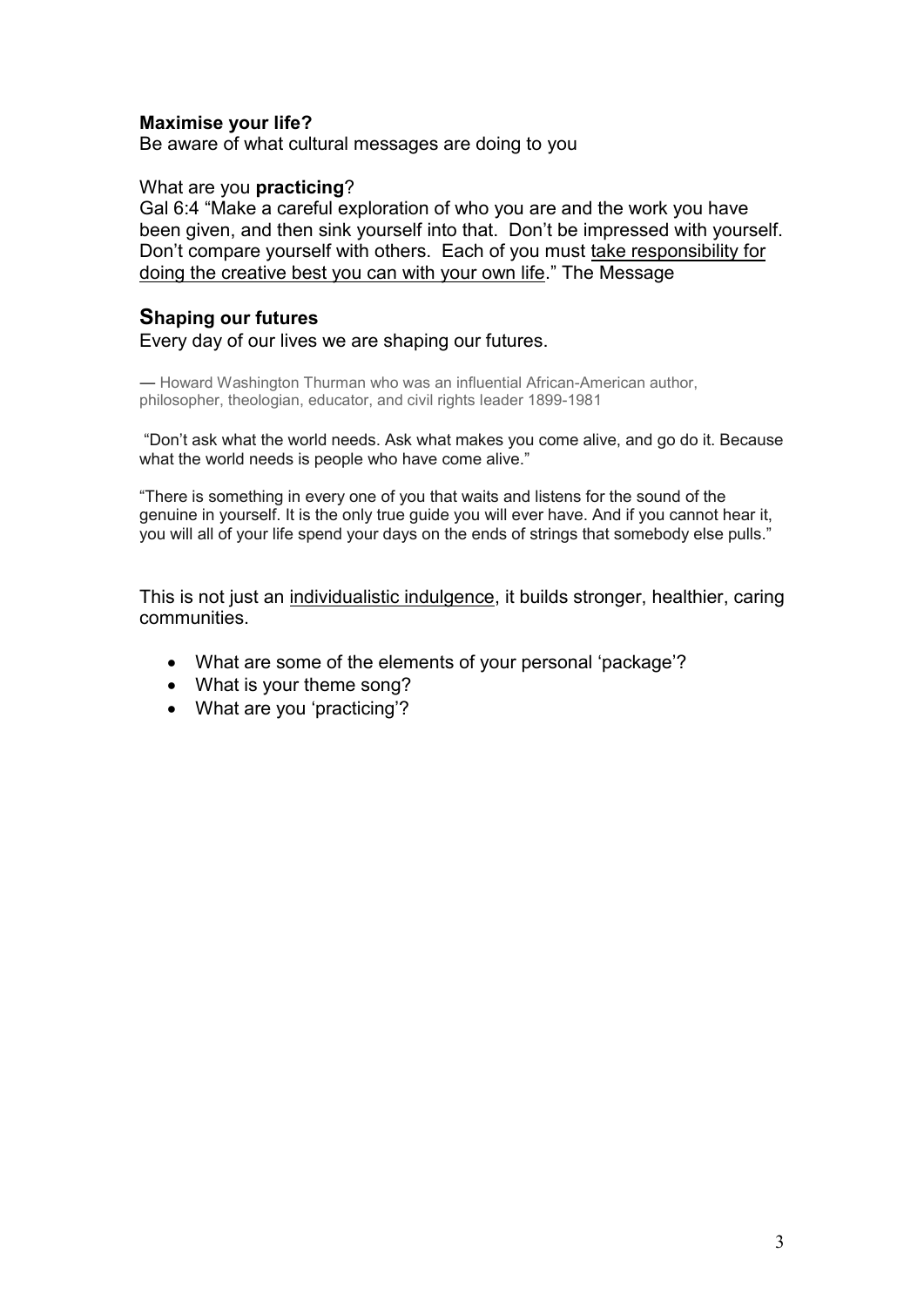**Maximise your life?**

Be aware of what cultural messages are doing to you

What are you **practicing**?

Gal 6:4 “Make a careful exploration of who you are and the work you have been given, and then sink yourself into that. Don’t be impressed with yourself. Don’t compare yourself with others. Each of you must <u>take responsibility for doing the creative best you can with your own life</u>.” The Message

## Shaping our futures

Every day of our lives we are shaping our futures.

― Howard Washington Thurman who was an influential African-American author, philosopher, theologian, educator, and civil rights leader 1899-1981

“Don’t ask what the world needs. Ask what makes you come alive, and go do it. Because what the world needs is people who have come alive.”

“There is something in every one of you that waits and listens for the sound of the genuine in yourself. It is the only true guide you will ever have. And if you cannot hear it, you will all of your life spend your days on the ends of strings that somebody else pulls.”

This is not just an <u>individualistic indulgence</u>, it builds stronger, healthier, caring communities.

- What are some of the elements of your personal ‘package’?
- What is your theme song?
- What are you ‘practicing’?